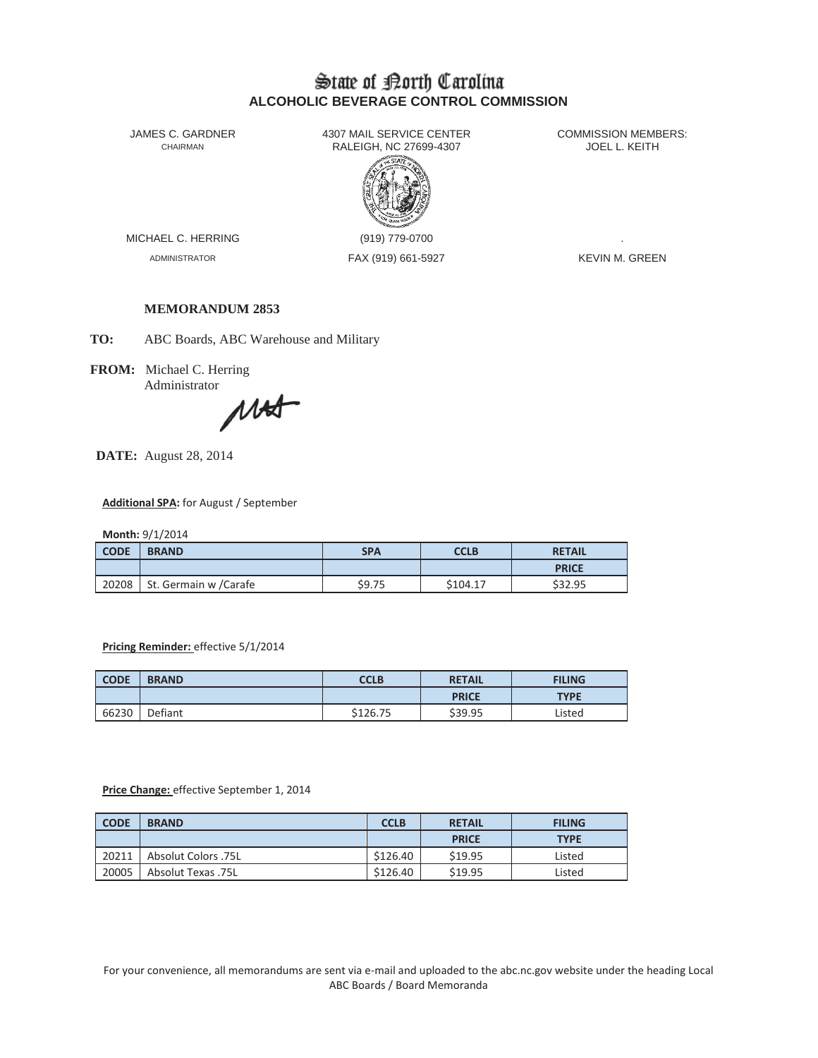# State of North Carolina
## ALCOHOLIC BEVERAGE CONTROL COMMISSION

JAMES C. GARDNER
CHAIRMAN

4307 MAIL SERVICE CENTER
RALEIGH, NC 27699-4307

COMMISSION MEMBERS:
JOEL L. KEITH

MICHAEL C. HERRING
ADMINISTRATOR

(919) 779-0700
FAX (919) 661-5927

KEVIN M. GREEN

**MEMORANDUM 2853**

**TO:** ABC Boards, ABC Warehouse and Military

**FROM:** Michael C. Herring
Administrator

**DATE:** August 28, 2014

**Additional SPA:** for August / September

**Month:** 9/1/2014

| CODE | BRAND | SPA | CCLB | RETAIL PRICE |
|---|---|---|---|---|
| 20208 | St. Germain w /Carafe | $9.75 | $104.17 | $32.95 |

**Pricing Reminder:** effective 5/1/2014

| CODE | BRAND | CCLB | RETAIL PRICE | FILING TYPE |
|---|---|---|---|---|
| 66230 | Defiant | $126.75 | $39.95 | Listed |

**Price Change:** effective September 1, 2014

| CODE | BRAND | CCLB | RETAIL PRICE | FILING TYPE |
|---|---|---|---|---|
| 20211 | Absolut Colors .75L | $126.40 | $19.95 | Listed |
| 20005 | Absolut Texas .75L | $126.40 | $19.95 | Listed |

For your convenience, all memorandums are sent via e-mail and uploaded to the abc.nc.gov website under the heading Local ABC Boards / Board Memoranda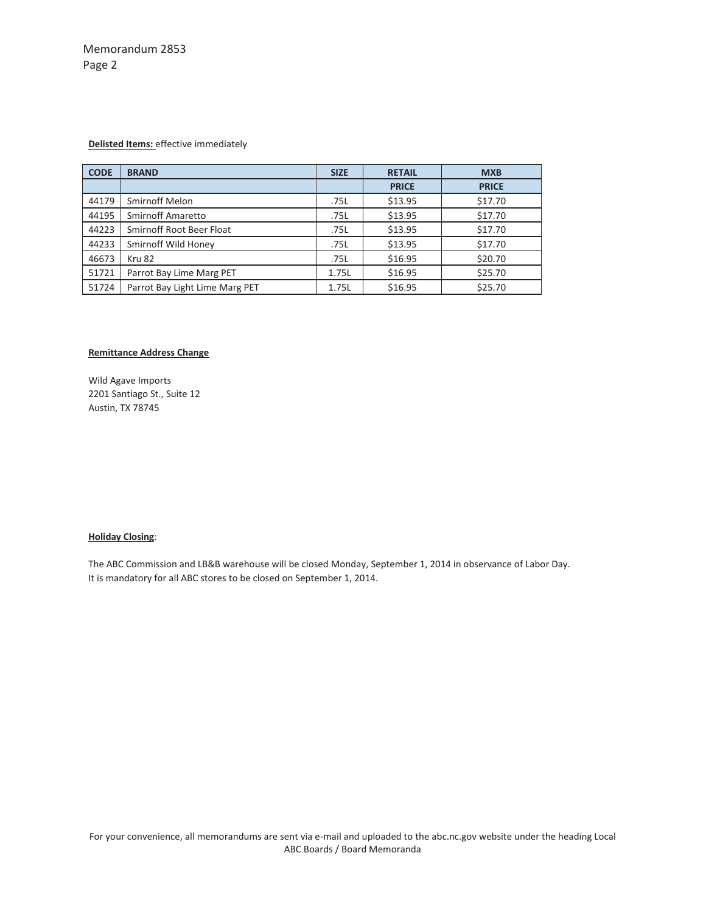**Delisted Items:** effective immediately

| CODE | BRAND | SIZE | RETAIL | MXB |
|---|---|---|---|---|
| | | | PRICE | PRICE |
| 44179 | Smirnoff Melon | .75L | $13.95 | $17.70 |
| 44195 | Smirnoff Amaretto | .75L | $13.95 | $17.70 |
| 44223 | Smirnoff Root Beer Float | .75L | $13.95 | $17.70 |
| 44233 | Smirnoff Wild Honey | .75L | $13.95 | $17.70 |
| 46673 | Kru 82 | .75L | $16.95 | $20.70 |
| 51721 | Parrot Bay Lime Marg PET | 1.75L | $16.95 | $25.70 |
| 51724 | Parrot Bay Light Lime Marg PET | 1.75L | $16.95 | $25.70 |

**Remittance Address Change**

Wild Agave Imports
2201 Santiago St., Suite 12
Austin, TX 78745

**Holiday Closing**:

The ABC Commission and LB&B warehouse will be closed Monday, September 1, 2014 in observance of Labor Day.
It is mandatory for all ABC stores to be closed on September 1, 2014.

For your convenience, all memorandums are sent via e-mail and uploaded to the abc.nc.gov website under the heading Local ABC Boards / Board Memoranda